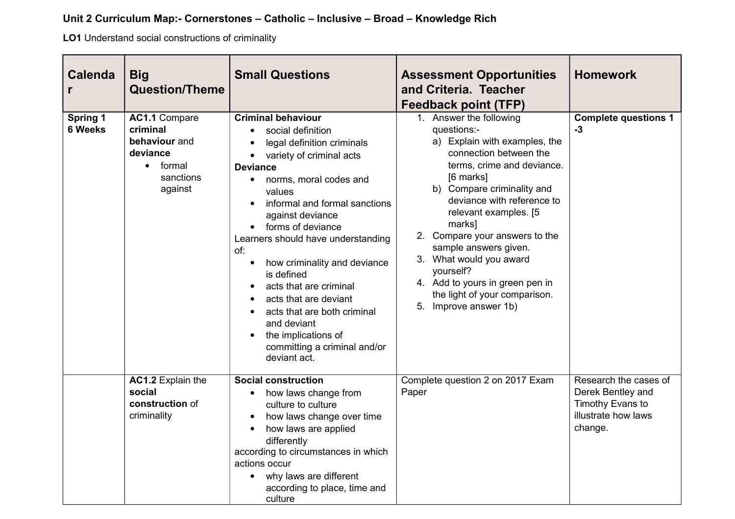**Unit 2 Curriculum Map:- Cornerstones – Catholic – Inclusive – Broad – Knowledge Rich**

**LO1** Understand social constructions of criminality

| Calendar | Big Question/Theme | Small Questions | Assessment Opportunities and Criteria. Teacher Feedback point (TFP) | Homework |
|---|---|---|---|---|
| **Spring 1 6 Weeks** | **AC1.1** Compare **criminal behaviour** and **deviance**<br>• formal sanctions against | **Criminal behaviour**<br>• social definition<br>• legal definition criminals<br>• variety of criminal acts<br>**Deviance**<br>• norms, moral codes and values<br>• informal and formal sanctions against deviance<br>• forms of deviance<br>Learners should have understanding of:<br>• how criminality and deviance is defined<br>• acts that are criminal<br>• acts that are deviant<br>• acts that are both criminal and deviant<br>• the implications of committing a criminal and/or deviant act. | 1. Answer the following questions:-<br>a) Explain with examples, the connection between the terms, crime and deviance. [6 marks]<br>b) Compare criminality and deviance with reference to relevant examples. [5 marks]<br>2. Compare your answers to the sample answers given.<br>3. What would you award yourself?<br>4. Add to yours in green pen in the light of your comparison.<br>5. Improve answer 1b) | **Complete questions 1 -3** |
| | **AC1.2** Explain the **social construction** of criminality | **Social construction**<br>• how laws change from culture to culture<br>• how laws change over time<br>• how laws are applied differently<br>according to circumstances in which actions occur<br>• why laws are different according to place, time and culture | Complete question 2 on 2017 Exam Paper | Research the cases of Derek Bentley and Timothy Evans to illustrate how laws change. |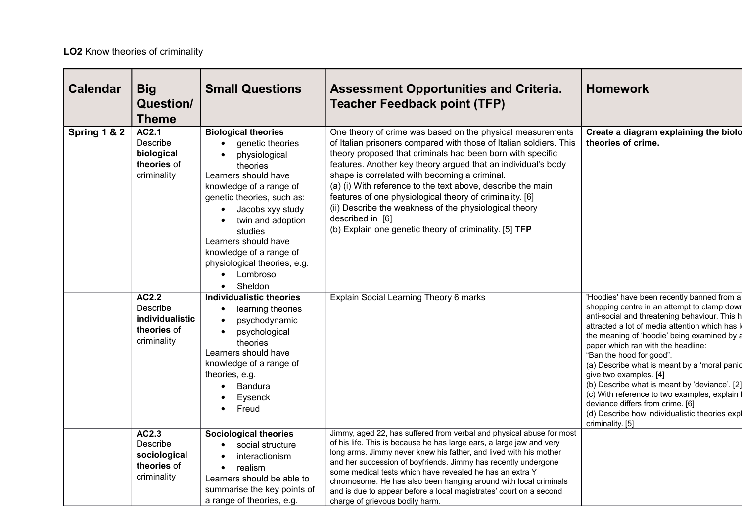**LO2** Know theories of criminality

| Calendar | Big Question/ Theme | Small Questions | Assessment Opportunities and Criteria. Teacher Feedback point (TFP) | Homework |
|---|---|---|---|---|
| **Spring 1 & 2** | **AC2.1** Describe **biological theories** of criminality | **Biological theories**<br>• genetic theories<br>• physiological theories<br>Learners should have knowledge of a range of genetic theories, such as:<br>• Jacobs xyy study<br>• twin and adoption studies<br>Learners should have knowledge of a range of physiological theories, e.g.<br>• Lombroso<br>• Sheldon | One theory of crime was based on the physical measurements of Italian prisoners compared with those of Italian soldiers. This theory proposed that criminals had been born with specific features. Another key theory argued that an individual's body shape is correlated with becoming a criminal.<br>(a) (i) With reference to the text above, describe the main features of one physiological theory of criminality. [6]<br>(ii) Describe the weakness of the physiological theory described in [6]<br>(b) Explain one genetic theory of criminality. [5] **TFP** | **Create a diagram explaining the biolo theories of crime.** |
| | **AC2.2** Describe **individualistic theories** of criminality | **Individualistic theories**<br>• learning theories<br>• psychodynamic<br>• psychological theories<br>Learners should have knowledge of a range of theories, e.g.<br>• Bandura<br>• Eysenck<br>• Freud | Explain Social Learning Theory 6 marks | 'Hoodies' have been recently banned from a shopping centre in an attempt to clamp dowr anti-social and threatening behaviour. This h attracted a lot of media attention which has l the meaning of 'hoodie' being examined by a paper which ran with the headline:<br>"Ban the hood for good".<br>(a) Describe what is meant by a 'moral panic give two examples. [4]<br>(b) Describe what is meant by 'deviance'. [2]<br>(c) With reference to two examples, explain h deviance differs from crime. [6]<br>(d) Describe how individualistic theories expl criminality. [5] |
| | **AC2.3** Describe **sociological theories** of criminality | **Sociological theories**<br>• social structure<br>• interactionism<br>• realism<br>Learners should be able to summarise the key points of a range of theories, e.g. | Jimmy, aged 22, has suffered from verbal and physical abuse for most of his life. This is because he has large ears, a large jaw and very long arms. Jimmy never knew his father, and lived with his mother and her succession of boyfriends. Jimmy has recently undergone some medical tests which have revealed he has an extra Y chromosome. He has also been hanging around with local criminals and is due to appear before a local magistrates' court on a second charge of grievous bodily harm. | |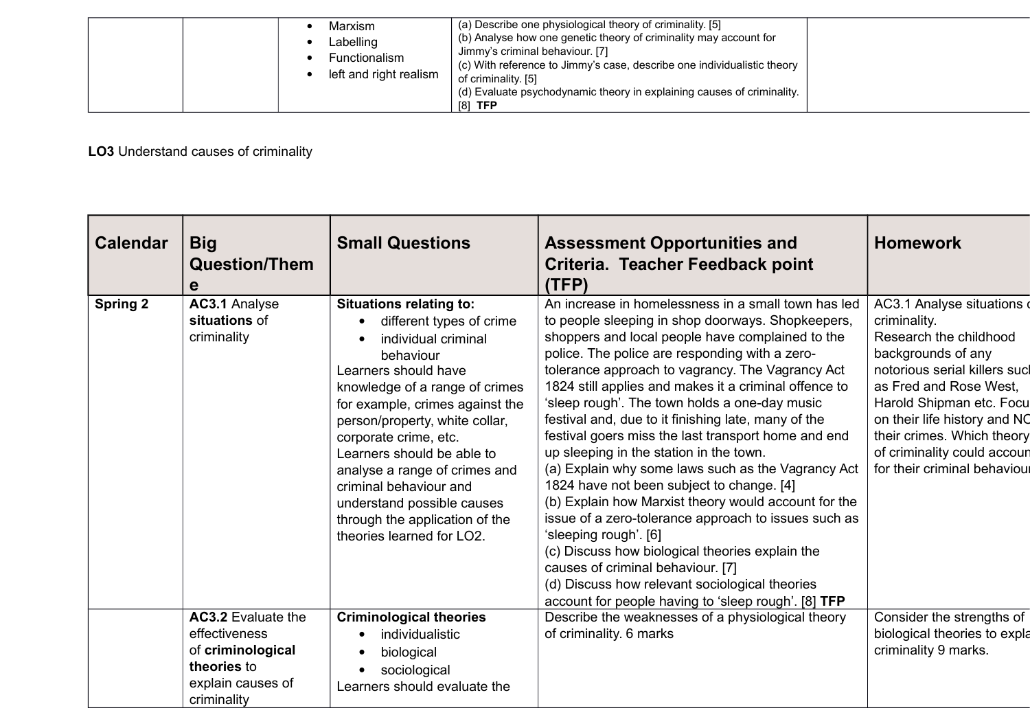| | | • Marxism<br>• Labelling<br>• Functionalism<br>• left and right realism | (a) Describe one physiological theory of criminality. [5]<br>(b) Analyse how one genetic theory of criminality may account for Jimmy's criminal behaviour. [7]<br>(c) With reference to Jimmy's case, describe one individualistic theory of criminality. [5]<br>(d) Evaluate psychodynamic theory in explaining causes of criminality. [8] **TFP** | |
|---|---|---|---|---|

**LO3** Understand causes of criminality

| Calendar | Big Question/Theme | Small Questions | Assessment Opportunities and Criteria. Teacher Feedback point (TFP) | Homework |
|---|---|---|---|---|
| **Spring 2** | **AC3.1** Analyse **situations** of criminality | **Situations relating to:**<br>• different types of crime<br>• individual criminal behaviour<br>Learners should have knowledge of a range of crimes for example, crimes against the person/property, white collar, corporate crime, etc.<br>Learners should be able to analyse a range of crimes and criminal behaviour and understand possible causes through the application of the theories learned for LO2. | An increase in homelessness in a small town has led to people sleeping in shop doorways. Shopkeepers, shoppers and local people have complained to the police. The police are responding with a zero-tolerance approach to vagrancy. The Vagrancy Act 1824 still applies and makes it a criminal offence to 'sleep rough'. The town holds a one-day music festival and, due to it finishing late, many of the festival goers miss the last transport home and end up sleeping in the station in the town.<br>(a) Explain why some laws such as the Vagrancy Act 1824 have not been subject to change. [4]<br>(b) Explain how Marxist theory would account for the issue of a zero-tolerance approach to issues such as 'sleeping rough'. [6]<br>(c) Discuss how biological theories explain the causes of criminal behaviour. [7]<br>(d) Discuss how relevant sociological theories account for people having to 'sleep rough'. [8] **TFP** | AC3.1 Analyse situations o criminality.<br>Research the childhood backgrounds of any notorious serial killers such as Fred and Rose West, Harold Shipman etc. Focu on their life history and NO their crimes. Which theory of criminality could accoun for their criminal behaviou |
| | **AC3.2** Evaluate the effectiveness of **criminological theories** to explain causes of criminality | **Criminological theories**<br>• individualistic<br>• biological<br>• sociological<br>Learners should evaluate the | Describe the weaknesses of a physiological theory of criminality. 6 marks | Consider the strengths of biological theories to expla criminality 9 marks. |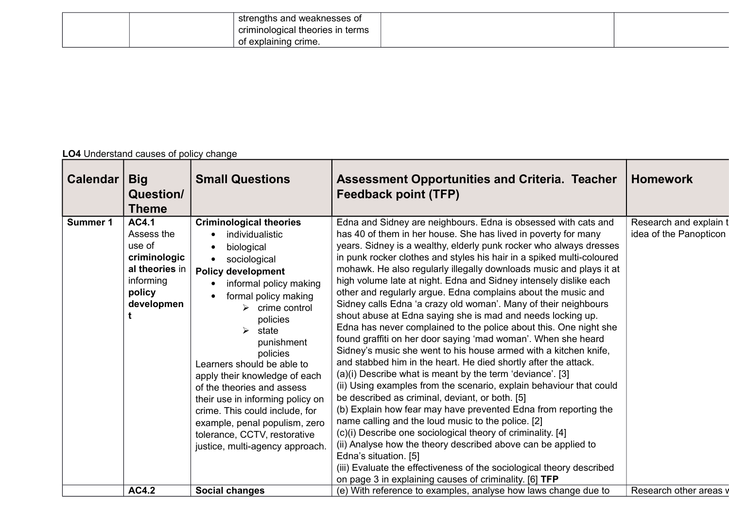| | | strengths and weaknesses of criminological theories in terms of explaining crime. | | |
|---|---|---|---|---|

**LO4** Understand causes of policy change

| Calendar | Big Question/ Theme | Small Questions | Assessment Opportunities and Criteria. Teacher Feedback point (TFP) | Homework |
|---|---|---|---|---|
| **Summer 1** | **AC4.1** Assess the use of **criminological theories** in informing **policy development** | **Criminological theories**<br>• individualistic<br>• biological<br>• sociological<br>**Policy development**<br>• informal policy making<br>• formal policy making<br>➢ crime control policies<br>➢ state punishment policies<br>Learners should be able to apply their knowledge of each of the theories and assess their use in informing policy on crime. This could include, for example, penal populism, zero tolerance, CCTV, restorative justice, multi-agency approach. | Edna and Sidney are neighbours. Edna is obsessed with cats and has 40 of them in her house. She has lived in poverty for many years. Sidney is a wealthy, elderly punk rocker who always dresses in punk rocker clothes and styles his hair in a spiked multi-coloured mohawk. He also regularly illegally downloads music and plays it at high volume late at night. Edna and Sidney intensely dislike each other and regularly argue. Edna complains about the music and Sidney calls Edna 'a crazy old woman'. Many of their neighbours shout abuse at Edna saying she is mad and needs locking up. Edna has never complained to the police about this. One night she found graffiti on her door saying 'mad woman'. When she heard Sidney's music she went to his house armed with a kitchen knife, and stabbed him in the heart. He died shortly after the attack.<br>(a)(i) Describe what is meant by the term 'deviance'. [3]<br>(ii) Using examples from the scenario, explain behaviour that could be described as criminal, deviant, or both. [5]<br>(b) Explain how fear may have prevented Edna from reporting the name calling and the loud music to the police. [2]<br>(c)(i) Describe one sociological theory of criminality. [4]<br>(ii) Analyse how the theory described above can be applied to Edna's situation. [5]<br>(iii) Evaluate the effectiveness of the sociological theory described on page 3 in explaining causes of criminality. [6] **TFP** | Research and explain t idea of the Panopticon |
| | **AC4.2** | **Social changes** | (e) With reference to examples, analyse how laws change due to | Research other areas v |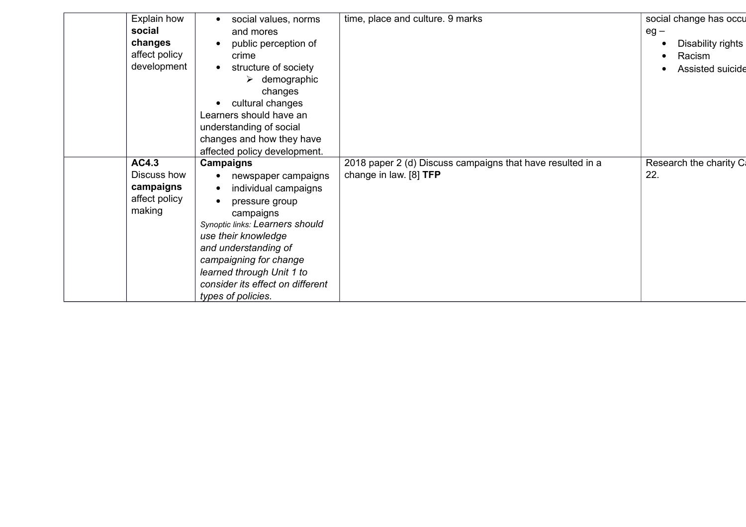| | | | | |
|---|---|---|---|---|
| | Explain how **social changes** affect policy development | • social values, norms and mores<br>• public perception of crime<br>• structure of society<br>  ➢ demographic changes<br>• cultural changes<br>Learners should have an understanding of social changes and how they have affected policy development. | time, place and culture. 9 marks | social change has occu<br>eg –<br>• Disability rights<br>• Racism<br>• Assisted suicide |
| | **AC4.3** Discuss how **campaigns** affect policy making | **Campaigns**<br>• newspaper campaigns<br>• individual campaigns<br>• pressure group campaigns<br>*Synoptic links: Learners should use their knowledge and understanding of campaigning for change learned through Unit 1 to consider its effect on different types of policies.* | 2018 paper 2 (d) Discuss campaigns that have resulted in a change in law. [8] **TFP** | Research the charity C<br>22. |